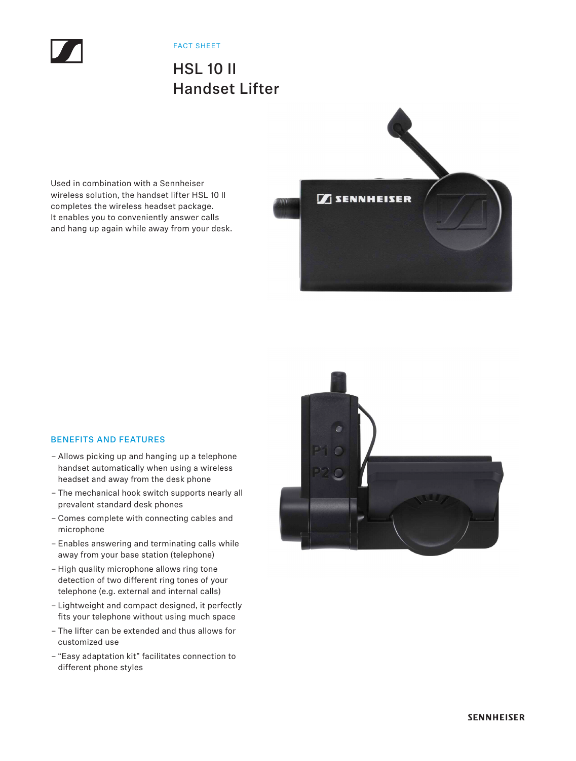FACT SHEET

# HSL 10 II Handset Lifter

Used in combination with a Sennheiser wireless solution, the handset lifter HSL 10 II completes the wireless headset package. It enables you to conveniently answer calls and hang up again while away from your desk.

## BENEFITS AND FEATURES

- Allows picking up and hanging up a telephone handset automatically when using a wireless headset and away from the desk phone
- The mechanical hook switch supports nearly all prevalent standard desk phones
- Comes complete with connecting cables and microphone
- Enables answering and terminating calls while away from your base station (telephone)
- High quality microphone allows ring tone detection of two different ring tones of your telephone (e.g. external and internal calls)
- Lightweight and compact designed, it perfectly fits your telephone without using much space
- The lifter can be extended and thus allows for customized use
- "Easy adaptation kit" facilitates connection to different phone styles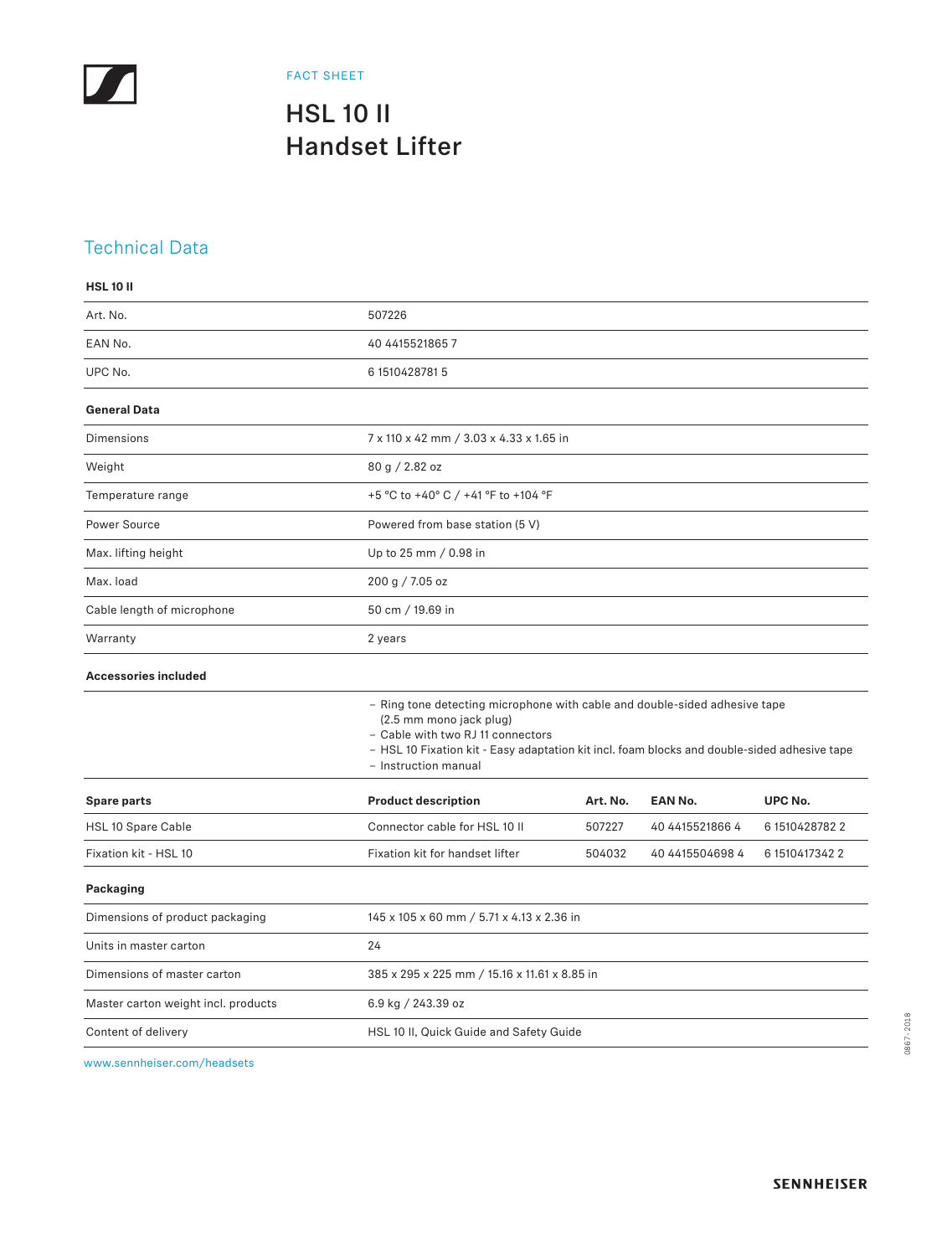FACT SHEET

# HSL 10 II
# Handset Lifter

## Technical Data

| **HSL 10 II** | | | | |
|---|---|---|---|---|
| Art. No. | 507226 | | | |
| EAN No. | 40 4415521865 7 | | | |
| UPC No. | 6 1510428781 5 | | | |
| **General Data** | | | | |
| Dimensions | 7 x 110 x 42 mm / 3.03 x 4.33 x 1.65 in | | | |
| Weight | 80 g / 2.82 oz | | | |
| Temperature range | +5 °C to +40° C / +41 °F to +104 °F | | | |
| Power Source | Powered from base station (5 V) | | | |
| Max. lifting height | Up to 25 mm / 0.98 in | | | |
| Max. load | 200 g / 7.05 oz | | | |
| Cable length of microphone | 50 cm / 19.69 in | | | |
| Warranty | 2 years | | | |
| **Accessories included** | | | | |
| | – Ring tone detecting microphone with cable and double-sided adhesive tape (2.5 mm mono jack plug)<br>– Cable with two RJ 11 connectors<br>– HSL 10 Fixation kit - Easy adaptation kit incl. foam blocks and double-sided adhesive tape<br>– Instruction manual | | | |
| **Spare parts** | **Product description** | **Art. No.** | **EAN No.** | **UPC No.** |
| HSL 10 Spare Cable | Connector cable for HSL 10 II | 507227 | 40 4415521866 4 | 6 1510428782 2 |
| Fixation kit - HSL 10 | Fixation kit for handset lifter | 504032 | 40 4415504698 4 | 6 1510417342 2 |
| **Packaging** | | | | |
| Dimensions of product packaging | 145 x 105 x 60 mm / 5.71 x 4.13 x 2.36 in | | | |
| Units in master carton | 24 | | | |
| Dimensions of master carton | 385 x 295 x 225 mm / 15.16 x 11.61 x 8.85 in | | | |
| Master carton weight incl. products | 6.9 kg / 243.39 oz | | | |
| Content of delivery | HSL 10 II, Quick Guide and Safety Guide | | | |

www.sennheiser.com/headsets

0867-2018

SENNHEISER